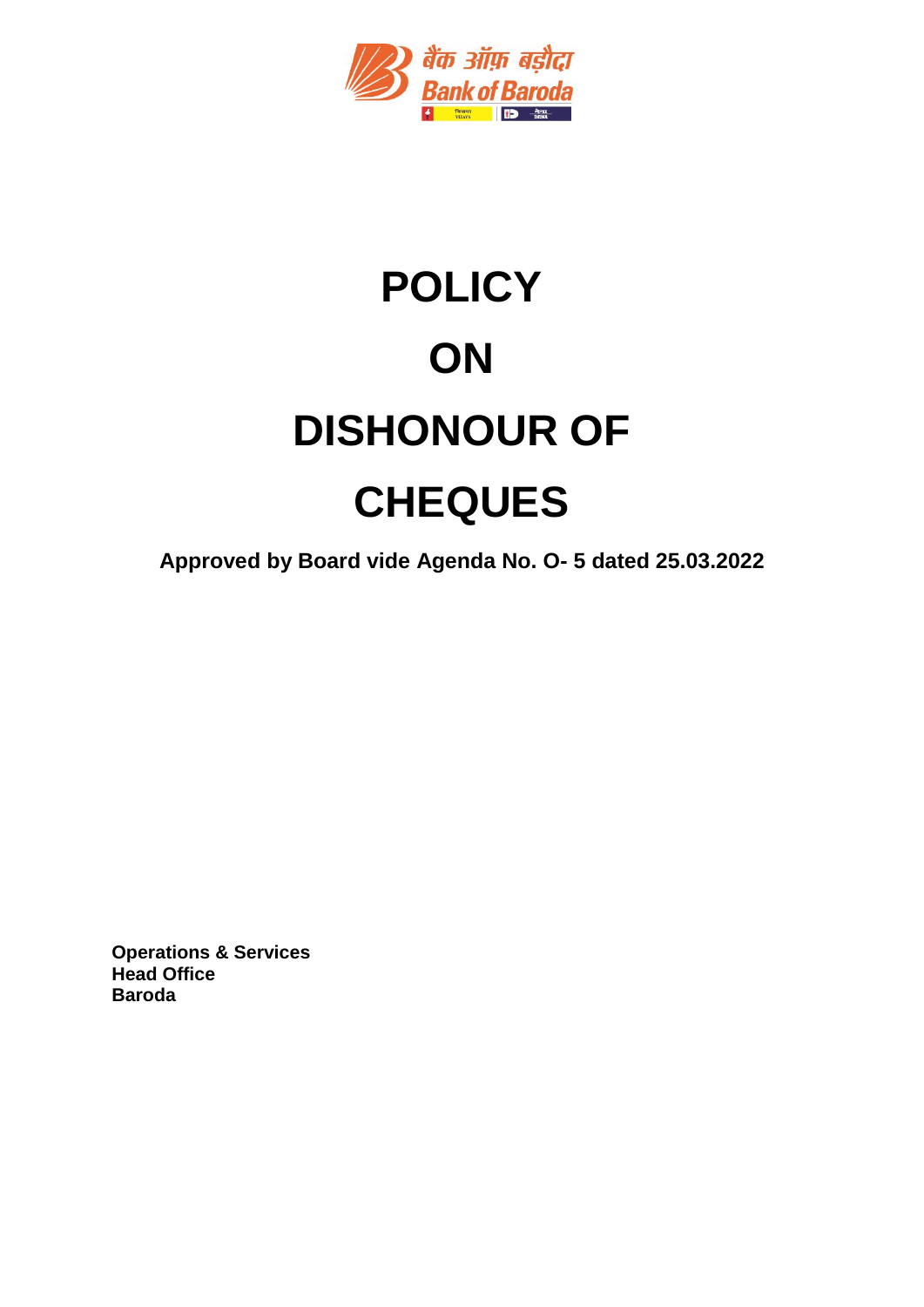# POLICY

# ON

# DISHONOUR OF

# CHEQUES

**Approved by Board vide Agenda No. O- 5 dated 25.03.2022**

**Operations & Services**
**Head Office**
**Baroda**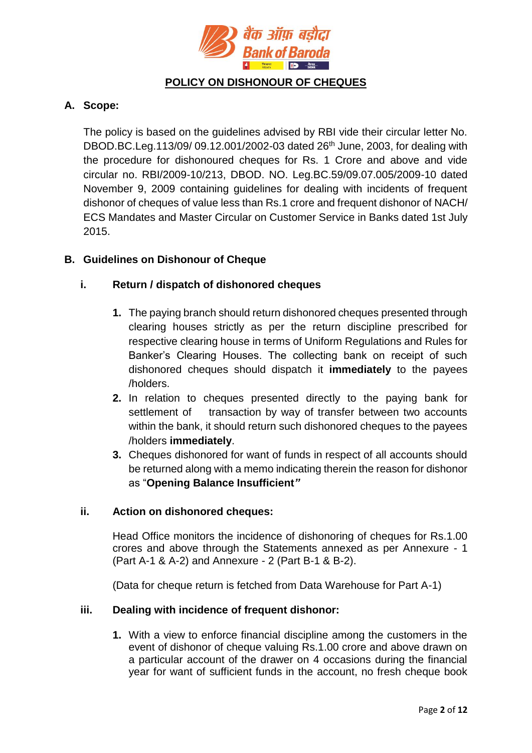# POLICY ON DISHONOUR OF CHEQUES

## A. Scope:

The policy is based on the guidelines advised by RBI vide their circular letter No. DBOD.BC.Leg.113/09/ 09.12.001/2002-03 dated 26th June, 2003, for dealing with the procedure for dishonoured cheques for Rs. 1 Crore and above and vide circular no. RBI/2009-10/213, DBOD. NO. Leg.BC.59/09.07.005/2009-10 dated November 9, 2009 containing guidelines for dealing with incidents of frequent dishonor of cheques of value less than Rs.1 crore and frequent dishonor of NACH/ ECS Mandates and Master Circular on Customer Service in Banks dated 1st July 2015.

## B. Guidelines on Dishonour of Cheque

### i. Return / dispatch of dishonored cheques

1. The paying branch should return dishonored cheques presented through clearing houses strictly as per the return discipline prescribed for respective clearing house in terms of Uniform Regulations and Rules for Banker's Clearing Houses. The collecting bank on receipt of such dishonored cheques should dispatch it **immediately** to the payees /holders.
2. In relation to cheques presented directly to the paying bank for settlement of transaction by way of transfer between two accounts within the bank, it should return such dishonored cheques to the payees /holders **immediately**.
3. Cheques dishonored for want of funds in respect of all accounts should be returned along with a memo indicating therein the reason for dishonor as "**Opening Balance Insufficient**"

### ii. Action on dishonored cheques:

Head Office monitors the incidence of dishonoring of cheques for Rs.1.00 crores and above through the Statements annexed as per Annexure - 1 (Part A-1 & A-2) and Annexure - 2 (Part B-1 & B-2).

(Data for cheque return is fetched from Data Warehouse for Part A-1)

### iii. Dealing with incidence of frequent dishonor:

1. With a view to enforce financial discipline among the customers in the event of dishonor of cheque valuing Rs.1.00 crore and above drawn on a particular account of the drawer on 4 occasions during the financial year for want of sufficient funds in the account, no fresh cheque book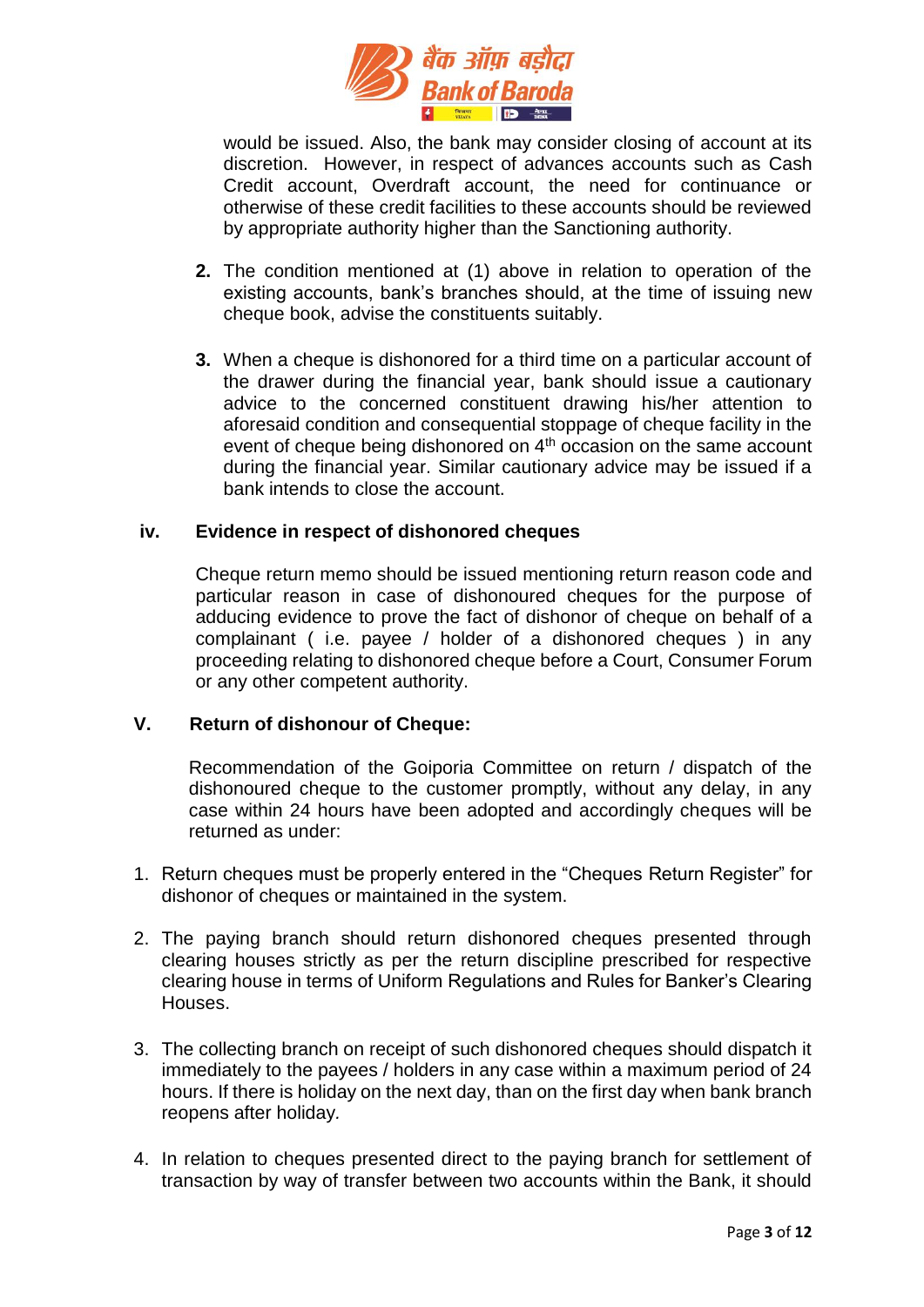would be issued. Also, the bank may consider closing of account at its discretion. However, in respect of advances accounts such as Cash Credit account, Overdraft account, the need for continuance or otherwise of these credit facilities to these accounts should be reviewed by appropriate authority higher than the Sanctioning authority.

2. The condition mentioned at (1) above in relation to operation of the existing accounts, bank's branches should, at the time of issuing new cheque book, advise the constituents suitably.

3. When a cheque is dishonored for a third time on a particular account of the drawer during the financial year, bank should issue a cautionary advice to the concerned constituent drawing his/her attention to aforesaid condition and consequential stoppage of cheque facility in the event of cheque being dishonored on 4th occasion on the same account during the financial year. Similar cautionary advice may be issued if a bank intends to close the account.

### iv. Evidence in respect of dishonored cheques

Cheque return memo should be issued mentioning return reason code and particular reason in case of dishonoured cheques for the purpose of adducing evidence to prove the fact of dishonor of cheque on behalf of a complainant ( i.e. payee / holder of a dishonored cheques ) in any proceeding relating to dishonored cheque before a Court, Consumer Forum or any other competent authority.

### V. Return of dishonour of Cheque:

Recommendation of the Goiporia Committee on return / dispatch of the dishonoured cheque to the customer promptly, without any delay, in any case within 24 hours have been adopted and accordingly cheques will be returned as under:

1. Return cheques must be properly entered in the "Cheques Return Register" for dishonor of cheques or maintained in the system.

2. The paying branch should return dishonored cheques presented through clearing houses strictly as per the return discipline prescribed for respective clearing house in terms of Uniform Regulations and Rules for Banker's Clearing Houses.

3. The collecting branch on receipt of such dishonored cheques should dispatch it immediately to the payees / holders in any case within a maximum period of 24 hours. If there is holiday on the next day, than on the first day when bank branch reopens after holiday.

4. In relation to cheques presented direct to the paying branch for settlement of transaction by way of transfer between two accounts within the Bank, it should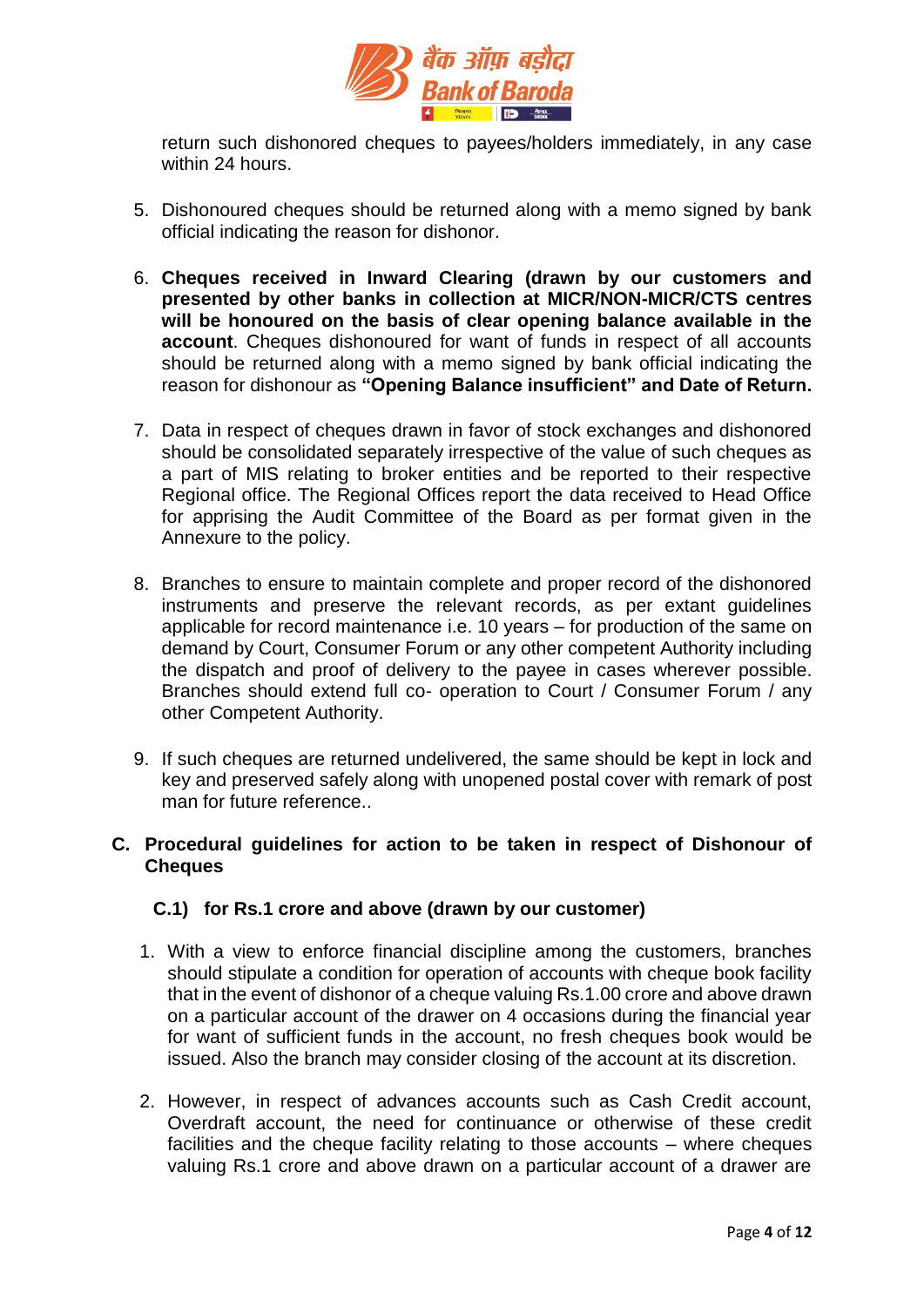return such dishonored cheques to payees/holders immediately, in any case within 24 hours.

5. Dishonoured cheques should be returned along with a memo signed by bank official indicating the reason for dishonor.

6. **Cheques received in Inward Clearing (drawn by our customers and presented by other banks in collection at MICR/NON-MICR/CTS centres will be honoured on the basis of clear opening balance available in the account**. Cheques dishonoured for want of funds in respect of all accounts should be returned along with a memo signed by bank official indicating the reason for dishonour as **"Opening Balance insufficient" and Date of Return.**

7. Data in respect of cheques drawn in favor of stock exchanges and dishonored should be consolidated separately irrespective of the value of such cheques as a part of MIS relating to broker entities and be reported to their respective Regional office. The Regional Offices report the data received to Head Office for apprising the Audit Committee of the Board as per format given in the Annexure to the policy.

8. Branches to ensure to maintain complete and proper record of the dishonored instruments and preserve the relevant records, as per extant guidelines applicable for record maintenance i.e. 10 years – for production of the same on demand by Court, Consumer Forum or any other competent Authority including the dispatch and proof of delivery to the payee in cases wherever possible. Branches should extend full co- operation to Court / Consumer Forum / any other Competent Authority.

9. If such cheques are returned undelivered, the same should be kept in lock and key and preserved safely along with unopened postal cover with remark of post man for future reference..

## C. Procedural guidelines for action to be taken in respect of Dishonour of Cheques

### C.1) for Rs.1 crore and above (drawn by our customer)

1. With a view to enforce financial discipline among the customers, branches should stipulate a condition for operation of accounts with cheque book facility that in the event of dishonor of a cheque valuing Rs.1.00 crore and above drawn on a particular account of the drawer on 4 occasions during the financial year for want of sufficient funds in the account, no fresh cheques book would be issued. Also the branch may consider closing of the account at its discretion.

2. However, in respect of advances accounts such as Cash Credit account, Overdraft account, the need for continuance or otherwise of these credit facilities and the cheque facility relating to those accounts – where cheques valuing Rs.1 crore and above drawn on a particular account of a drawer are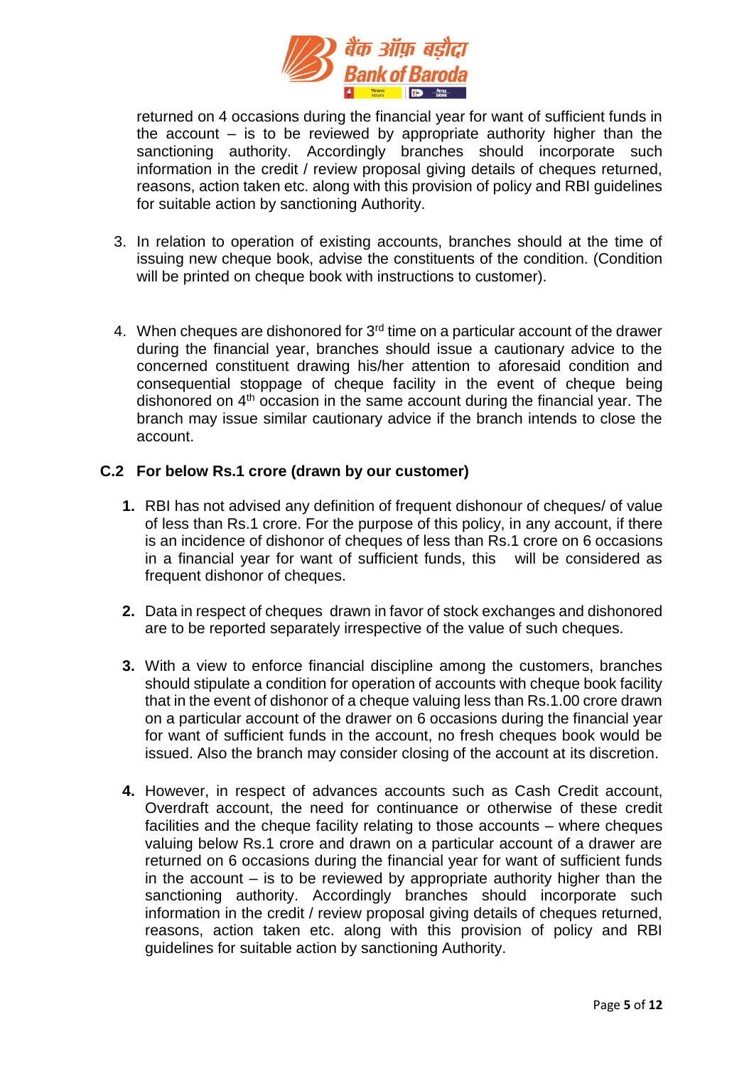returned on 4 occasions during the financial year for want of sufficient funds in the account – is to be reviewed by appropriate authority higher than the sanctioning authority. Accordingly branches should incorporate such information in the credit / review proposal giving details of cheques returned, reasons, action taken etc. along with this provision of policy and RBI guidelines for suitable action by sanctioning Authority.

3. In relation to operation of existing accounts, branches should at the time of issuing new cheque book, advise the constituents of the condition. (Condition will be printed on cheque book with instructions to customer).

4. When cheques are dishonored for 3rd time on a particular account of the drawer during the financial year, branches should issue a cautionary advice to the concerned constituent drawing his/her attention to aforesaid condition and consequential stoppage of cheque facility in the event of cheque being dishonored on 4th occasion in the same account during the financial year. The branch may issue similar cautionary advice if the branch intends to close the account.

## C.2 For below Rs.1 crore (drawn by our customer)

1. RBI has not advised any definition of frequent dishonour of cheques/ of value of less than Rs.1 crore. For the purpose of this policy, in any account, if there is an incidence of dishonor of cheques of less than Rs.1 crore on 6 occasions in a financial year for want of sufficient funds, this will be considered as frequent dishonor of cheques.

2. Data in respect of cheques drawn in favor of stock exchanges and dishonored are to be reported separately irrespective of the value of such cheques.

3. With a view to enforce financial discipline among the customers, branches should stipulate a condition for operation of accounts with cheque book facility that in the event of dishonor of a cheque valuing less than Rs.1.00 crore drawn on a particular account of the drawer on 6 occasions during the financial year for want of sufficient funds in the account, no fresh cheques book would be issued. Also the branch may consider closing of the account at its discretion.

4. However, in respect of advances accounts such as Cash Credit account, Overdraft account, the need for continuance or otherwise of these credit facilities and the cheque facility relating to those accounts – where cheques valuing below Rs.1 crore and drawn on a particular account of a drawer are returned on 6 occasions during the financial year for want of sufficient funds in the account – is to be reviewed by appropriate authority higher than the sanctioning authority. Accordingly branches should incorporate such information in the credit / review proposal giving details of cheques returned, reasons, action taken etc. along with this provision of policy and RBI guidelines for suitable action by sanctioning Authority.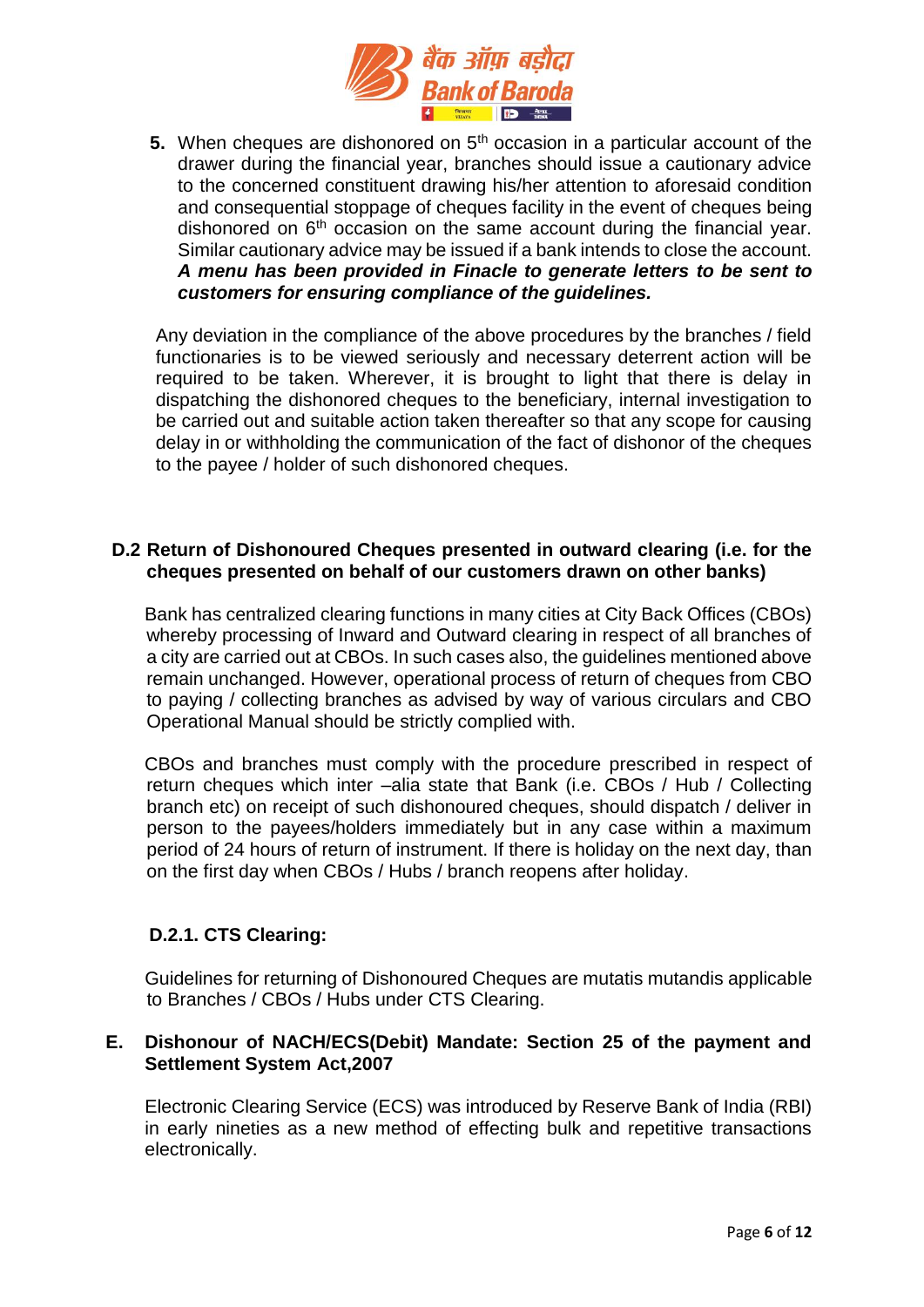5. When cheques are dishonored on 5th occasion in a particular account of the drawer during the financial year, branches should issue a cautionary advice to the concerned constituent drawing his/her attention to aforesaid condition and consequential stoppage of cheques facility in the event of cheques being dishonored on 6th occasion on the same account during the financial year. Similar cautionary advice may be issued if a bank intends to close the account. ***A menu has been provided in Finacle to generate letters to be sent to customers for ensuring compliance of the guidelines.***

Any deviation in the compliance of the above procedures by the branches / field functionaries is to be viewed seriously and necessary deterrent action will be required to be taken. Wherever, it is brought to light that there is delay in dispatching the dishonored cheques to the beneficiary, internal investigation to be carried out and suitable action taken thereafter so that any scope for causing delay in or withholding the communication of the fact of dishonor of the cheques to the payee / holder of such dishonored cheques.

## D.2 Return of Dishonoured Cheques presented in outward clearing (i.e. for the cheques presented on behalf of our customers drawn on other banks)

Bank has centralized clearing functions in many cities at City Back Offices (CBOs) whereby processing of Inward and Outward clearing in respect of all branches of a city are carried out at CBOs. In such cases also, the guidelines mentioned above remain unchanged. However, operational process of return of cheques from CBO to paying / collecting branches as advised by way of various circulars and CBO Operational Manual should be strictly complied with.

CBOs and branches must comply with the procedure prescribed in respect of return cheques which inter –alia state that Bank (i.e. CBOs / Hub / Collecting branch etc) on receipt of such dishonoured cheques, should dispatch / deliver in person to the payees/holders immediately but in any case within a maximum period of 24 hours of return of instrument. If there is holiday on the next day, than on the first day when CBOs / Hubs / branch reopens after holiday.

### D.2.1. CTS Clearing:

Guidelines for returning of Dishonoured Cheques are mutatis mutandis applicable to Branches / CBOs / Hubs under CTS Clearing.

## E. Dishonour of NACH/ECS(Debit) Mandate: Section 25 of the payment and Settlement System Act,2007

Electronic Clearing Service (ECS) was introduced by Reserve Bank of India (RBI) in early nineties as a new method of effecting bulk and repetitive transactions electronically.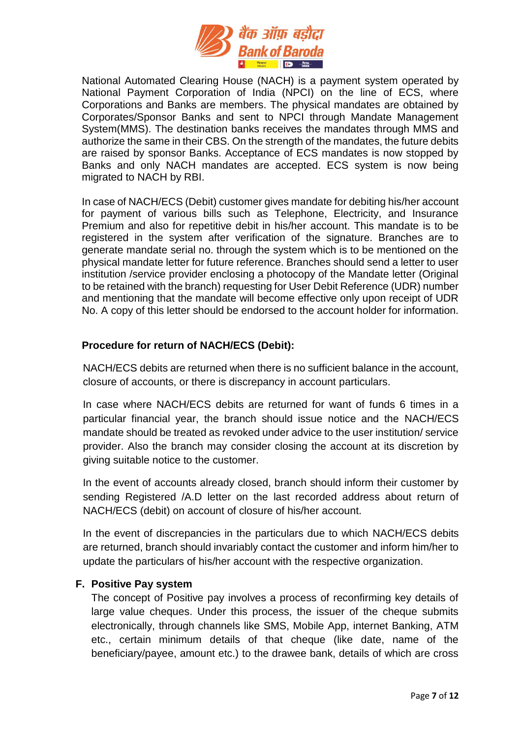National Automated Clearing House (NACH) is a payment system operated by National Payment Corporation of India (NPCI) on the line of ECS, where Corporations and Banks are members. The physical mandates are obtained by Corporates/Sponsor Banks and sent to NPCI through Mandate Management System(MMS). The destination banks receives the mandates through MMS and authorize the same in their CBS. On the strength of the mandates, the future debits are raised by sponsor Banks. Acceptance of ECS mandates is now stopped by Banks and only NACH mandates are accepted. ECS system is now being migrated to NACH by RBI.

In case of NACH/ECS (Debit) customer gives mandate for debiting his/her account for payment of various bills such as Telephone, Electricity, and Insurance Premium and also for repetitive debit in his/her account. This mandate is to be registered in the system after verification of the signature. Branches are to generate mandate serial no. through the system which is to be mentioned on the physical mandate letter for future reference. Branches should send a letter to user institution /service provider enclosing a photocopy of the Mandate letter (Original to be retained with the branch) requesting for User Debit Reference (UDR) number and mentioning that the mandate will become effective only upon receipt of UDR No. A copy of this letter should be endorsed to the account holder for information.

**Procedure for return of NACH/ECS (Debit):**

NACH/ECS debits are returned when there is no sufficient balance in the account, closure of accounts, or there is discrepancy in account particulars.

In case where NACH/ECS debits are returned for want of funds 6 times in a particular financial year, the branch should issue notice and the NACH/ECS mandate should be treated as revoked under advice to the user institution/ service provider. Also the branch may consider closing the account at its discretion by giving suitable notice to the customer.

In the event of accounts already closed, branch should inform their customer by sending Registered /A.D letter on the last recorded address about return of NACH/ECS (debit) on account of closure of his/her account.

In the event of discrepancies in the particulars due to which NACH/ECS debits are returned, branch should invariably contact the customer and inform him/her to update the particulars of his/her account with the respective organization.

**F. Positive Pay system**

The concept of Positive pay involves a process of reconfirming key details of large value cheques. Under this process, the issuer of the cheque submits electronically, through channels like SMS, Mobile App, internet Banking, ATM etc., certain minimum details of that cheque (like date, name of the beneficiary/payee, amount etc.) to the drawee bank, details of which are cross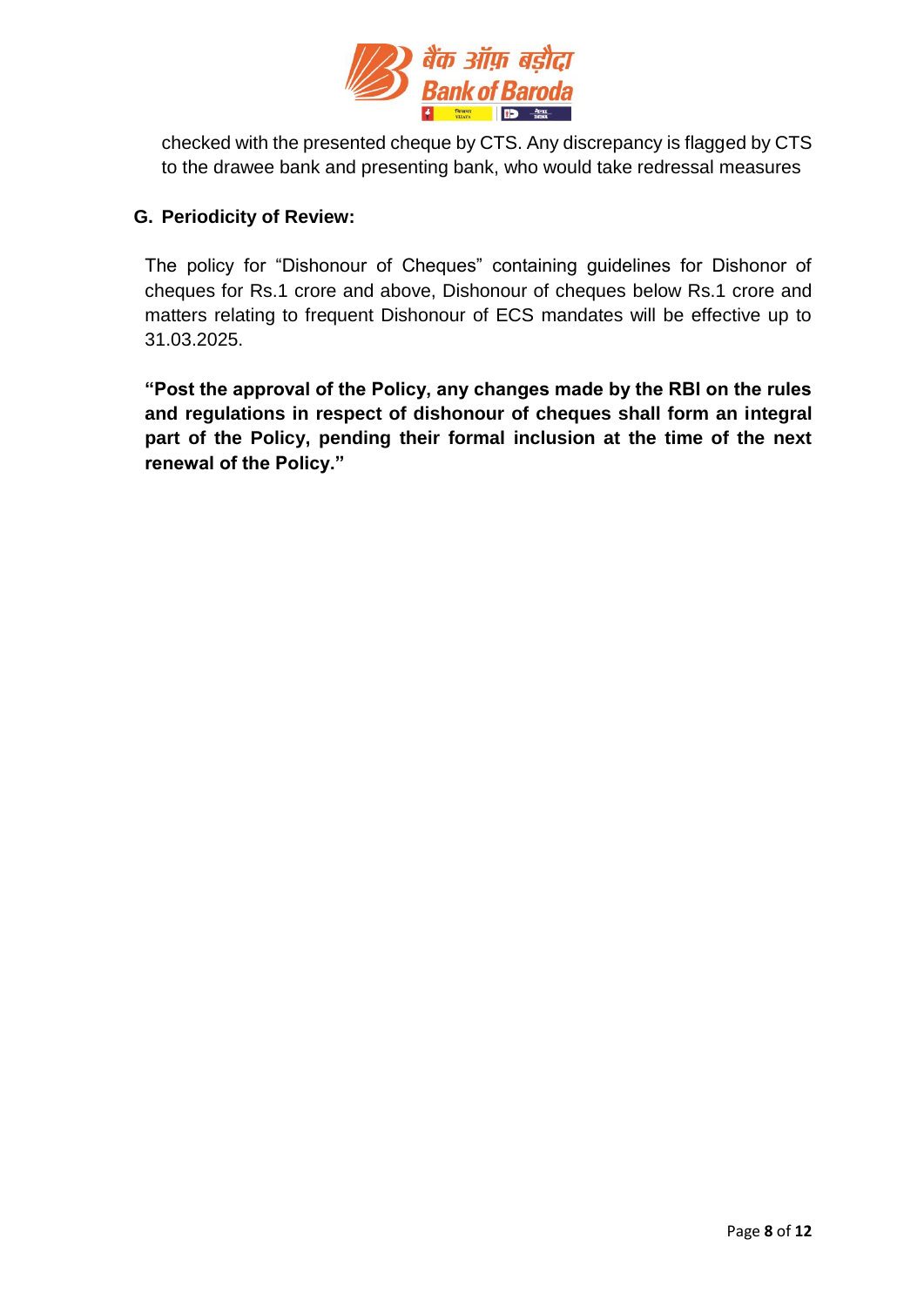checked with the presented cheque by CTS. Any discrepancy is flagged by CTS to the drawee bank and presenting bank, who would take redressal measures

## G. Periodicity of Review:

The policy for “Dishonour of Cheques” containing guidelines for Dishonor of cheques for Rs.1 crore and above, Dishonour of cheques below Rs.1 crore and matters relating to frequent Dishonour of ECS mandates will be effective up to 31.03.2025.

**“Post the approval of the Policy, any changes made by the RBI on the rules and regulations in respect of dishonour of cheques shall form an integral part of the Policy, pending their formal inclusion at the time of the next renewal of the Policy.”**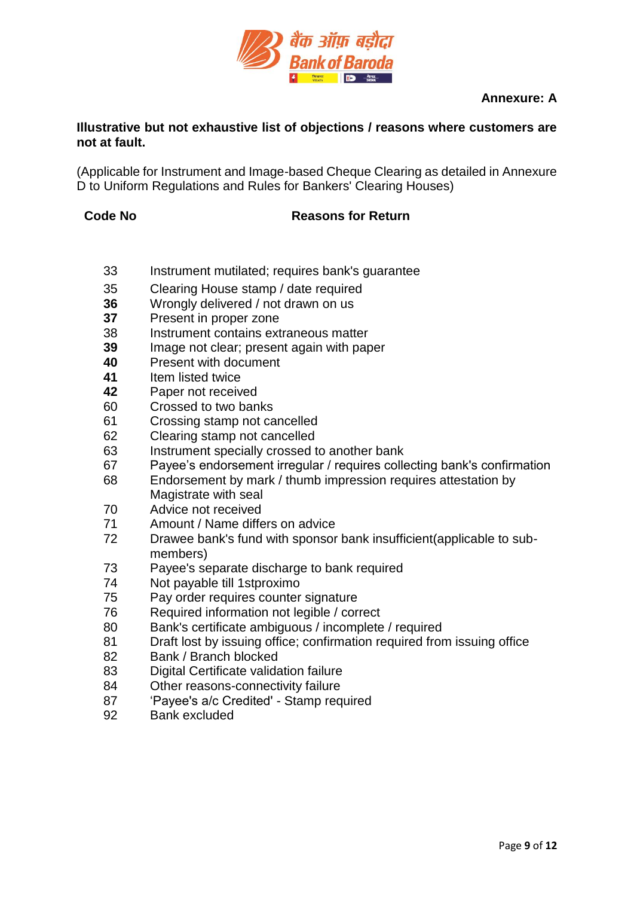**Annexure: A**

**Illustrative but not exhaustive list of objections / reasons where customers are not at fault.**

(Applicable for Instrument and Image-based Cheque Clearing as detailed in Annexure D to Uniform Regulations and Rules for Bankers' Clearing Houses)

| Code No | Reasons for Return |
|---|---|
| 33 | Instrument mutilated; requires bank's guarantee |
| 35 | Clearing House stamp / date required |
| **36** | Wrongly delivered / not drawn on us |
| **37** | Present in proper zone |
| 38 | Instrument contains extraneous matter |
| **39** | Image not clear; present again with paper |
| **40** | Present with document |
| **41** | Item listed twice |
| **42** | Paper not received |
| 60 | Crossed to two banks |
| 61 | Crossing stamp not cancelled |
| 62 | Clearing stamp not cancelled |
| 63 | Instrument specially crossed to another bank |
| 67 | Payee's endorsement irregular / requires collecting bank's confirmation |
| 68 | Endorsement by mark / thumb impression requires attestation by Magistrate with seal |
| 70 | Advice not received |
| 71 | Amount / Name differs on advice |
| 72 | Drawee bank's fund with sponsor bank insufficient(applicable to sub-members) |
| 73 | Payee's separate discharge to bank required |
| 74 | Not payable till 1stproximo |
| 75 | Pay order requires counter signature |
| 76 | Required information not legible / correct |
| 80 | Bank's certificate ambiguous / incomplete / required |
| 81 | Draft lost by issuing office; confirmation required from issuing office |
| 82 | Bank / Branch blocked |
| 83 | Digital Certificate validation failure |
| 84 | Other reasons-connectivity failure |
| 87 | 'Payee's a/c Credited' - Stamp required |
| 92 | Bank excluded |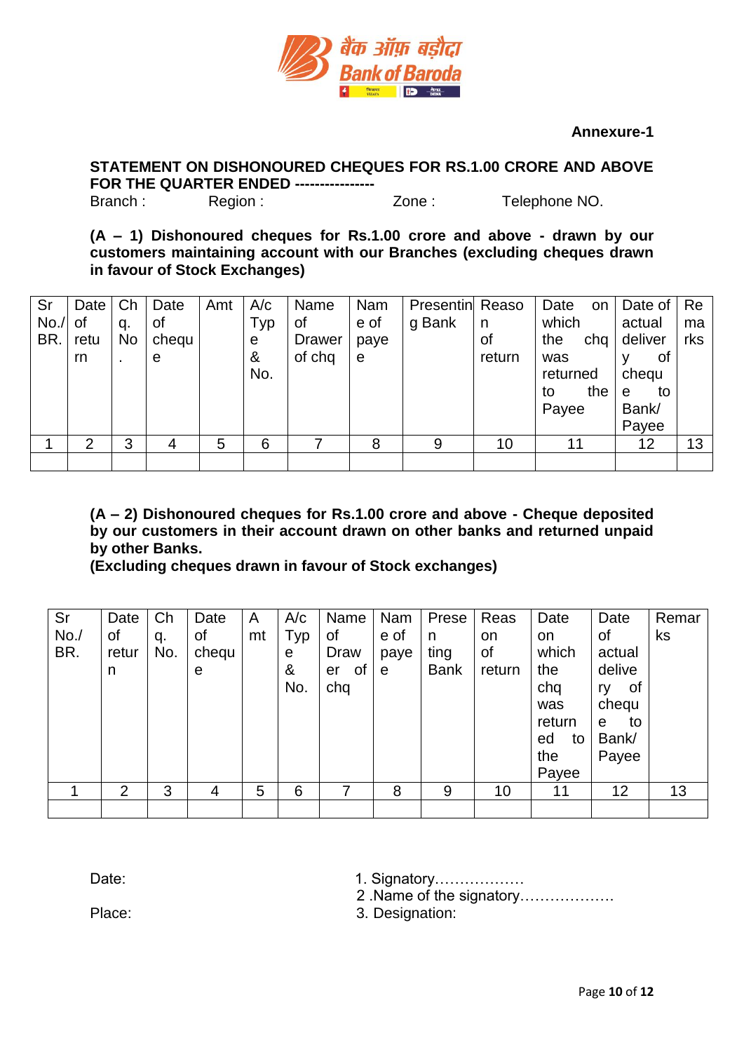**Annexure-1**

**STATEMENT ON DISHONOURED CHEQUES FOR RS.1.00 CRORE AND ABOVE FOR THE QUARTER ENDED ----------------**

Branch : Region : Zone : Telephone NO.

**(A – 1) Dishonoured cheques for Rs.1.00 crore and above - drawn by our customers maintaining account with our Branches (excluding cheques drawn in favour of Stock Exchanges)**

| Sr No./ BR. | Date of return | Chq. No. | Date of cheque | Amt | A/c Type & No. | Name of Drawer of chq | Name of payee | Presenting Bank | Reason of return | Date on which the chq was returned to the Payee | Date of actual delivery of cheque to Bank/ Payee | Remarks |
|---|---|---|---|---|---|---|---|---|---|---|---|---|
| 1 | 2 | 3 | 4 | 5 | 6 | 7 | 8 | 9 | 10 | 11 | 12 | 13 |
| | | | | | | | | | | | | |

**(A – 2) Dishonoured cheques for Rs.1.00 crore and above - Cheque deposited by our customers in their account drawn on other banks and returned unpaid by other Banks.**
**(Excluding cheques drawn in favour of Stock exchanges)**

| Sr No./ BR. | Date of return | Chq. No. | Date of cheque | Amt | A/c Type & No. | Name of Drawer of chq | Name of payee | Presenting Bank | Reason of return | Date on which the chq was returned to the Payee | Date of actual delivery of cheque to Bank/ Payee | Remarks |
|---|---|---|---|---|---|---|---|---|---|---|---|---|
| 1 | 2 | 3 | 4 | 5 | 6 | 7 | 8 | 9 | 10 | 11 | 12 | 13 |
| | | | | | | | | | | | | |

Date:

Place:

1. Signatory………………
2. Name of the signatory……………….
3. Designation: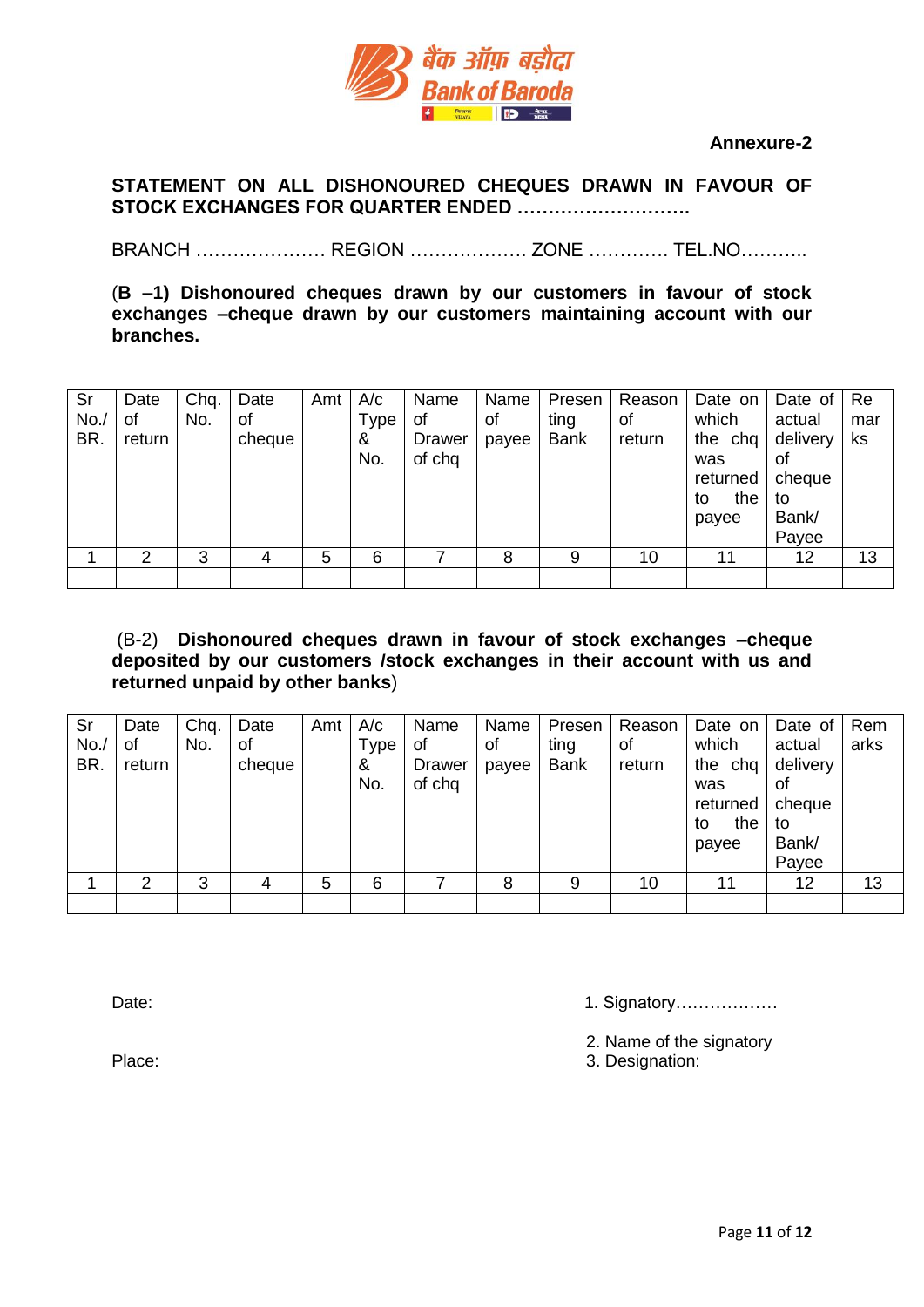**Annexure-2**

**STATEMENT ON ALL DISHONOURED CHEQUES DRAWN IN FAVOUR OF STOCK EXCHANGES FOR QUARTER ENDED ……………………….**

BRANCH ………………… REGION ………………. ZONE …………. TEL.NO………..

(**B –1) Dishonoured cheques drawn by our customers in favour of stock exchanges –cheque drawn by our customers maintaining account with our branches.**

| Sr No./ BR. | Date of return | Chq. No. | Date of cheque | Amt | A/c Type & No. | Name of Drawer of chq | Name of payee | Presenting Bank | Reason of return | Date on which the chq was returned to the payee | Date of actual delivery of cheque to Bank/ Payee | Remarks |
|---|---|---|---|---|---|---|---|---|---|---|---|---|
| 1 | 2 | 3 | 4 | 5 | 6 | 7 | 8 | 9 | 10 | 11 | 12 | 13 |
| | | | | | | | | | | | | |

(B-2) **Dishonoured cheques drawn in favour of stock exchanges –cheque deposited by our customers /stock exchanges in their account with us and returned unpaid by other banks**)

| Sr No./ BR. | Date of return | Chq. No. | Date of cheque | Amt | A/c Type & No. | Name of Drawer of chq | Name of payee | Presenting Bank | Reason of return | Date on which the chq was returned to the payee | Date of actual delivery of cheque to Bank/ Payee | Remarks |
|---|---|---|---|---|---|---|---|---|---|---|---|---|
| 1 | 2 | 3 | 4 | 5 | 6 | 7 | 8 | 9 | 10 | 11 | 12 | 13 |
| | | | | | | | | | | | | |

Date:

Place:

1. Signatory………………
2. Name of the signatory
3. Designation: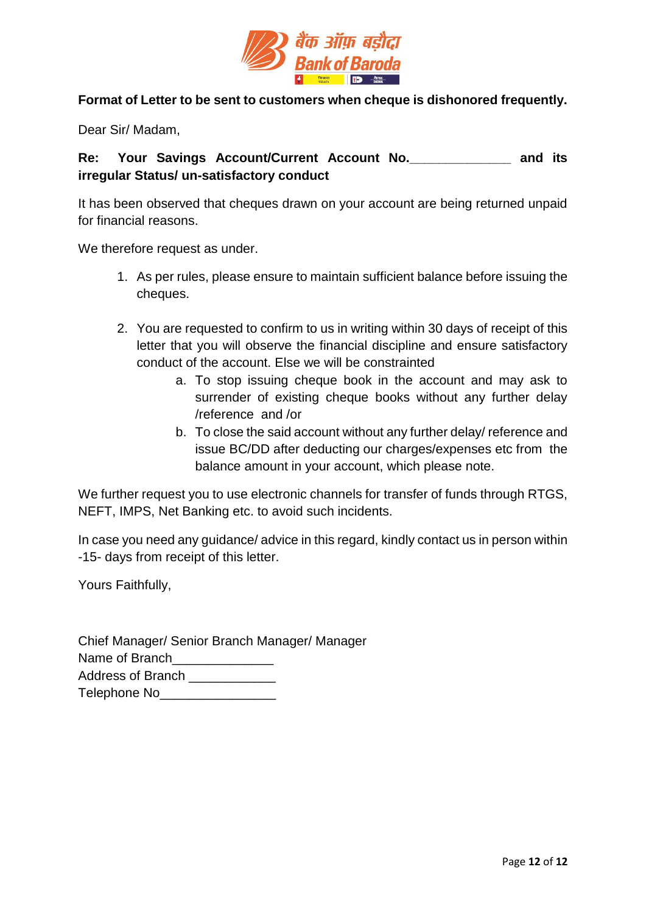**Format of Letter to be sent to customers when cheque is dishonored frequently.**

Dear Sir/ Madam,

**Re: Your Savings Account/Current Account No.______________ and its irregular Status/ un-satisfactory conduct**

It has been observed that cheques drawn on your account are being returned unpaid for financial reasons.

We therefore request as under.

1. As per rules, please ensure to maintain sufficient balance before issuing the cheques.

2. You are requested to confirm to us in writing within 30 days of receipt of this letter that you will observe the financial discipline and ensure satisfactory conduct of the account. Else we will be constrainted
   a. To stop issuing cheque book in the account and may ask to surrender of existing cheque books without any further delay /reference and /or
   b. To close the said account without any further delay/ reference and issue BC/DD after deducting our charges/expenses etc from the balance amount in your account, which please note.

We further request you to use electronic channels for transfer of funds through RTGS, NEFT, IMPS, Net Banking etc. to avoid such incidents.

In case you need any guidance/ advice in this regard, kindly contact us in person within -15- days from receipt of this letter.

Yours Faithfully,

Chief Manager/ Senior Branch Manager/ Manager
Name of Branch______________
Address of Branch ____________
Telephone No________________